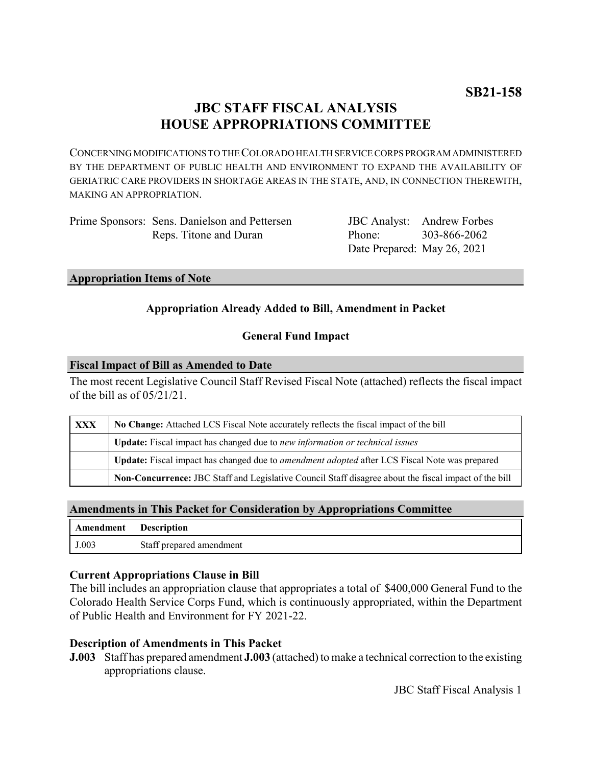**SB21-158**

# JBC STAFF FISCAL ANALYSIS
# HOUSE APPROPRIATIONS COMMITTEE

CONCERNING MODIFICATIONS TO THE COLORADO HEALTH SERVICE CORPS PROGRAM ADMINISTERED BY THE DEPARTMENT OF PUBLIC HEALTH AND ENVIRONMENT TO EXPAND THE AVAILABILITY OF GERIATRIC CARE PROVIDERS IN SHORTAGE AREAS IN THE STATE, AND, IN CONNECTION THEREWITH, MAKING AN APPROPRIATION.

Prime Sponsors: Sens. Danielson and Pettersen
Reps. Titone and Duran

JBC Analyst: Andrew Forbes
Phone: 303-866-2062
Date Prepared: May 26, 2021

## Appropriation Items of Note

**Appropriation Already Added to Bill, Amendment in Packet**

**General Fund Impact**

## Fiscal Impact of Bill as Amended to Date

The most recent Legislative Council Staff Revised Fiscal Note (attached) reflects the fiscal impact of the bill as of 05/21/21.

| | |
|---|---|
| **XXX** | **No Change:** Attached LCS Fiscal Note accurately reflects the fiscal impact of the bill |
| | **Update:** Fiscal impact has changed due to *new information or technical issues* |
| | **Update:** Fiscal impact has changed due to *amendment adopted* after LCS Fiscal Note was prepared |
| | **Non-Concurrence:** JBC Staff and Legislative Council Staff disagree about the fiscal impact of the bill |

## Amendments in This Packet for Consideration by Appropriations Committee

| Amendment | Description |
|---|---|
| J.003 | Staff prepared amendment |

### Current Appropriations Clause in Bill

The bill includes an appropriation clause that appropriates a total of $400,000 General Fund to the Colorado Health Service Corps Fund, which is continuously appropriated, within the Department of Public Health and Environment for FY 2021-22.

### Description of Amendments in This Packet

**J.003** Staff has prepared amendment **J.003** (attached) to make a technical correction to the existing appropriations clause.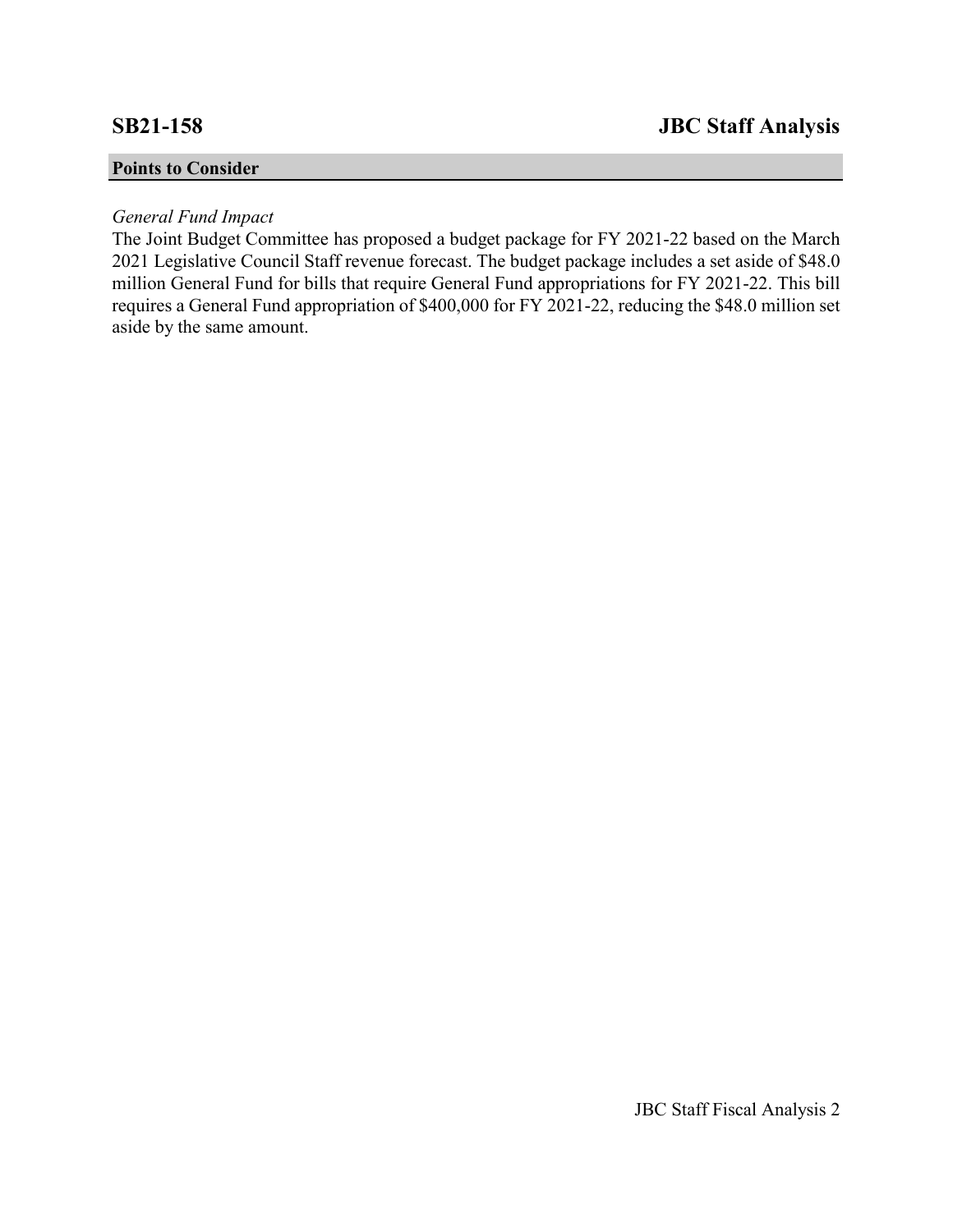## Points to Consider

*General Fund Impact*

The Joint Budget Committee has proposed a budget package for FY 2021-22 based on the March 2021 Legislative Council Staff revenue forecast. The budget package includes a set aside of $48.0 million General Fund for bills that require General Fund appropriations for FY 2021-22. This bill requires a General Fund appropriation of $400,000 for FY 2021-22, reducing the $48.0 million set aside by the same amount.